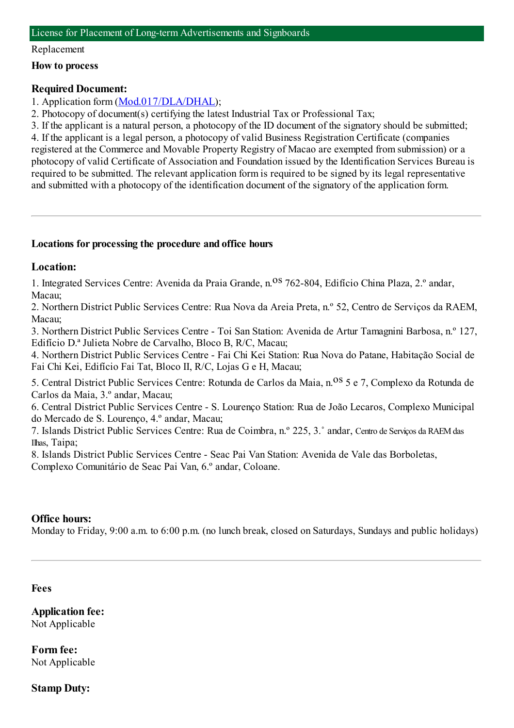## License for Placement of Long-term Advertisements and Signboards

Replacement

**How to process**

**Required Document:**

1. Application form (Mod.017/DLA/DHAL);
2. Photocopy of document(s) certifying the latest Industrial Tax or Professional Tax;
3. If the applicant is a natural person, a photocopy of the ID document of the signatory should be submitted;
4. If the applicant is a legal person, a photocopy of valid Business Registration Certificate (companies registered at the Commerce and Movable Property Registry of Macao are exempted from submission) or a photocopy of valid Certificate of Association and Foundation issued by the Identification Services Bureau is required to be submitted. The relevant application form is required to be signed by its legal representative and submitted with a photocopy of the identification document of the signatory of the application form.

---

**Locations for processing the procedure and office hours**

**Location:**

1. Integrated Services Centre: Avenida da Praia Grande, n.os 762-804, Edifício China Plaza, 2.º andar, Macau;
2. Northern District Public Services Centre: Rua Nova da Areia Preta, n.º 52, Centro de Serviços da RAEM, Macau;
3. Northern District Public Services Centre - Toi San Station: Avenida de Artur Tamagnini Barbosa, n.º 127, Edifício D.ª Julieta Nobre de Carvalho, Bloco B, R/C, Macau;
4. Northern District Public Services Centre - Fai Chi Kei Station: Rua Nova do Patane, Habitação Social de Fai Chi Kei, Edifício Fai Tat, Bloco II, R/C, Lojas G e H, Macau;
5. Central District Public Services Centre: Rotunda de Carlos da Maia, n.os 5 e 7, Complexo da Rotunda de Carlos da Maia, 3.º andar, Macau;
6. Central District Public Services Centre - S. Lourenço Station: Rua de João Lecaros, Complexo Municipal do Mercado de S. Lourenço, 4.º andar, Macau;
7. Islands District Public Services Centre: Rua de Coimbra, n.º 225, 3.˚ andar, Centro de Serviços da RAEM das Ilhas, Taipa;
8. Islands District Public Services Centre - Seac Pai Van Station: Avenida de Vale das Borboletas, Complexo Comunitário de Seac Pai Van, 6.º andar, Coloane.

**Office hours:**

Monday to Friday, 9:00 a.m. to 6:00 p.m. (no lunch break, closed on Saturdays, Sundays and public holidays)

---

**Fees**

**Application fee:**

Not Applicable

**Form fee:**

Not Applicable

**Stamp Duty:**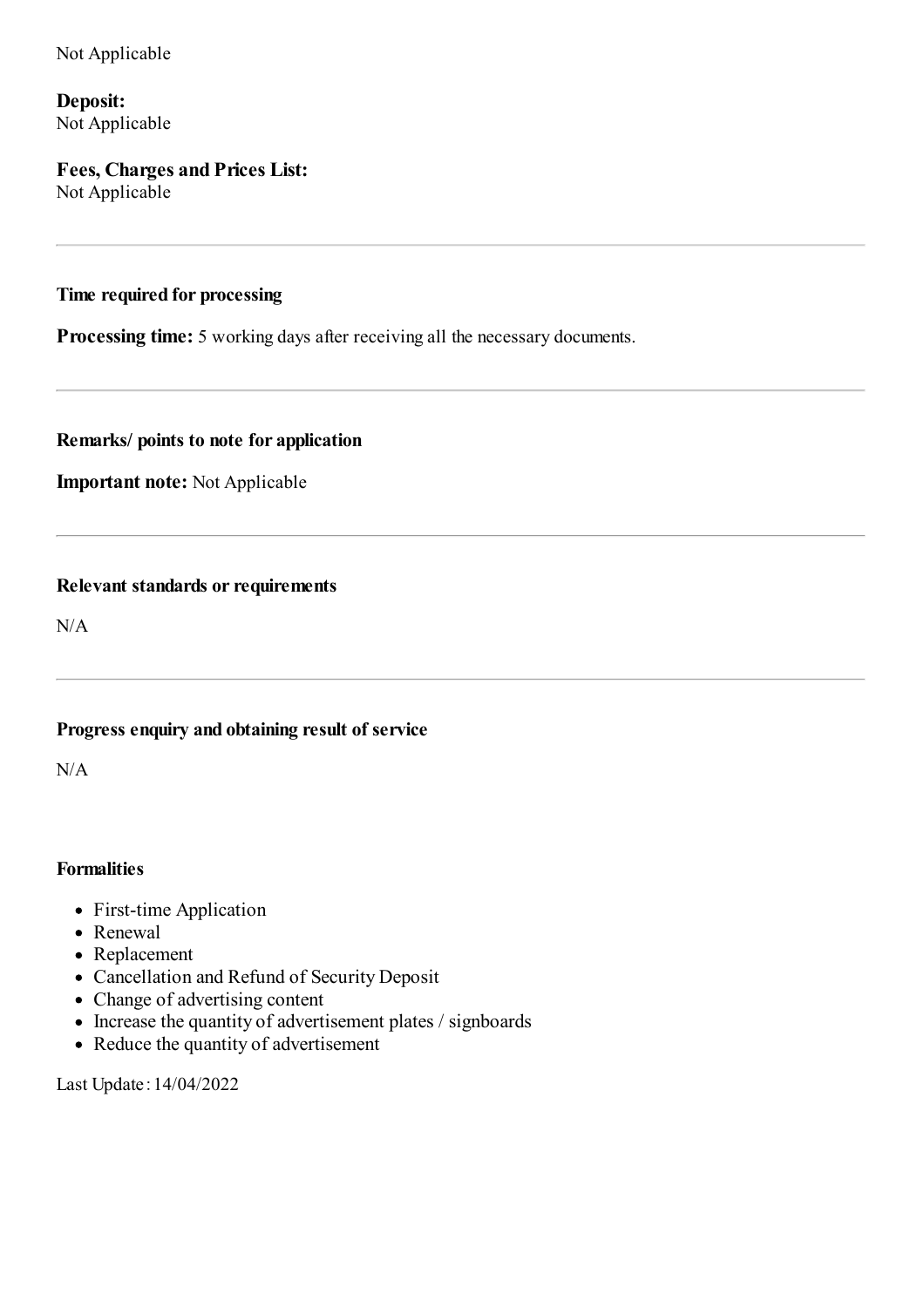Not Applicable

**Deposit:**
Not Applicable

**Fees, Charges and Prices List:**
Not Applicable

---

**Time required for processing**

**Processing time:** 5 working days after receiving all the necessary documents.

---

**Remarks/ points to note for application**

**Important note:** Not Applicable

---

**Relevant standards or requirements**

N/A

---

**Progress enquiry and obtaining result of service**

N/A

**Formalities**

- First-time Application
- Renewal
- Replacement
- Cancellation and Refund of Security Deposit
- Change of advertising content
- Increase the quantity of advertisement plates / signboards
- Reduce the quantity of advertisement

Last Update : 14/04/2022